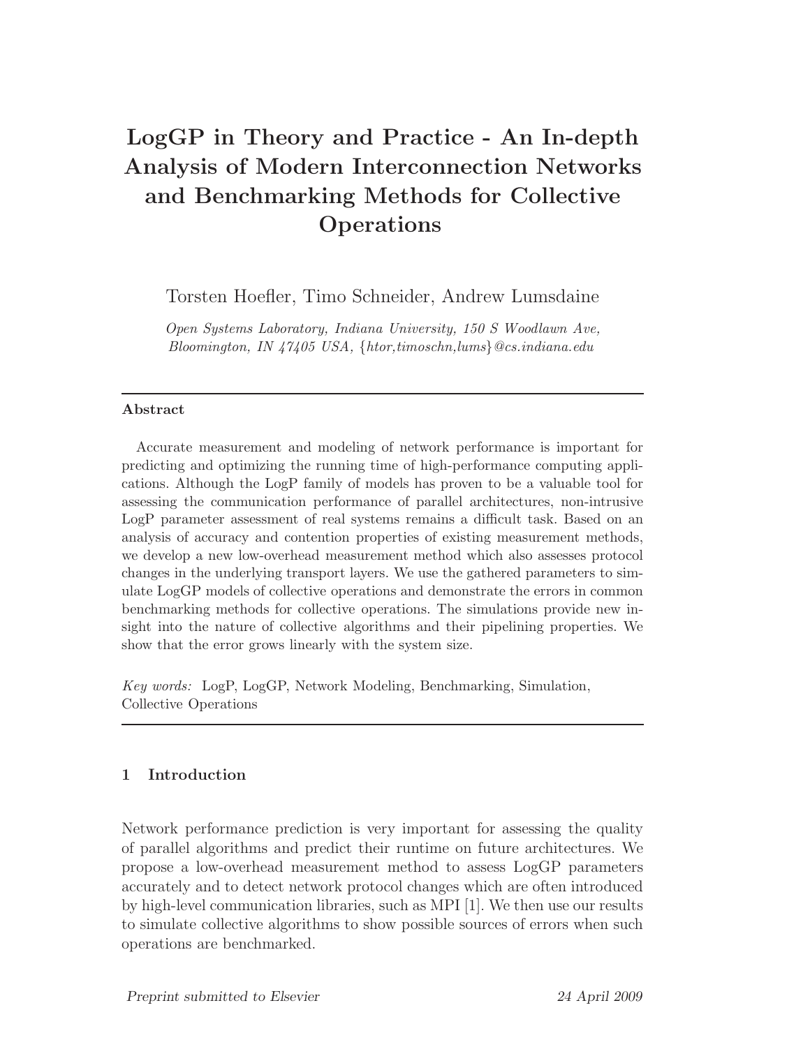# LogGP in Theory and Practice - An In-depth Analysis of Modern Interconnection Networks and Benchmarking Methods for Collective Operations

Torsten Hoefler, Timo Schneider, Andrew Lumsdaine

*Open Systems Laboratory, Indiana University, 150 S Woodlawn Ave, Bloomington, IN 47405 USA, {htor,timoschn,lums}@cs.indiana.edu*

---

**Abstract**

Accurate measurement and modeling of network performance is important for predicting and optimizing the running time of high-performance computing applications. Although the LogP family of models has proven to be a valuable tool for assessing the communication performance of parallel architectures, non-intrusive LogP parameter assessment of real systems remains a difficult task. Based on an analysis of accuracy and contention properties of existing measurement methods, we develop a new low-overhead measurement method which also assesses protocol changes in the underlying transport layers. We use the gathered parameters to simulate LogGP models of collective operations and demonstrate the errors in common benchmarking methods for collective operations. The simulations provide new insight into the nature of collective algorithms and their pipelining properties. We show that the error grows linearly with the system size.

*Key words:* LogP, LogGP, Network Modeling, Benchmarking, Simulation, Collective Operations

---

## 1 Introduction

Network performance prediction is very important for assessing the quality of parallel algorithms and predict their runtime on future architectures. We propose a low-overhead measurement method to assess LogGP parameters accurately and to detect network protocol changes which are often introduced by high-level communication libraries, such as MPI [1]. We then use our results to simulate collective algorithms to show possible sources of errors when such operations are benchmarked.

*Preprint submitted to Elsevier* 24 April 2009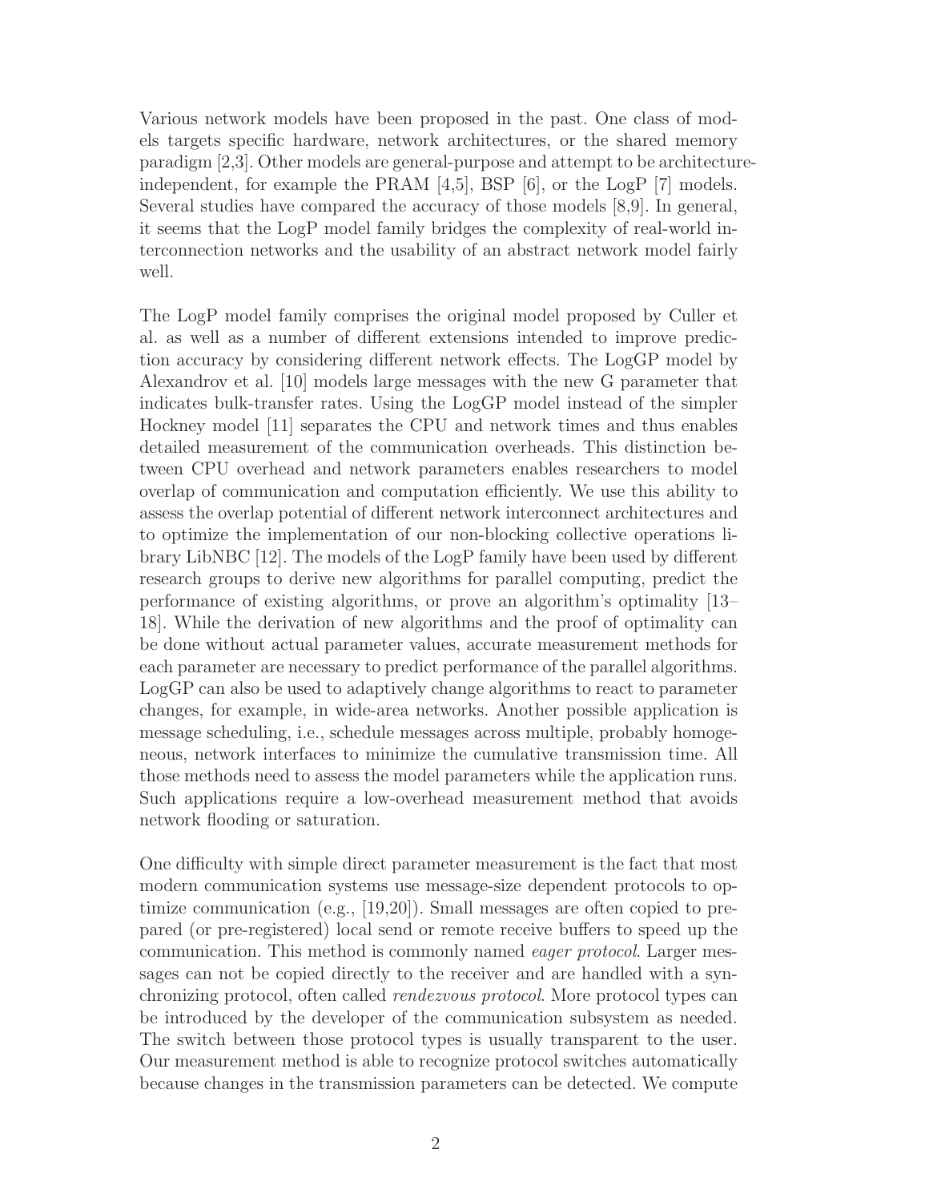Various network models have been proposed in the past. One class of models targets specific hardware, network architectures, or the shared memory paradigm [2,3]. Other models are general-purpose and attempt to be architecture-independent, for example the PRAM [4,5], BSP [6], or the LogP [7] models. Several studies have compared the accuracy of those models [8,9]. In general, it seems that the LogP model family bridges the complexity of real-world interconnection networks and the usability of an abstract network model fairly well.

The LogP model family comprises the original model proposed by Culler et al. as well as a number of different extensions intended to improve prediction accuracy by considering different network effects. The LogGP model by Alexandrov et al. [10] models large messages with the new G parameter that indicates bulk-transfer rates. Using the LogGP model instead of the simpler Hockney model [11] separates the CPU and network times and thus enables detailed measurement of the communication overheads. This distinction between CPU overhead and network parameters enables researchers to model overlap of communication and computation efficiently. We use this ability to assess the overlap potential of different network interconnect architectures and to optimize the implementation of our non-blocking collective operations library LibNBC [12]. The models of the LogP family have been used by different research groups to derive new algorithms for parallel computing, predict the performance of existing algorithms, or prove an algorithm's optimality [13–18]. While the derivation of new algorithms and the proof of optimality can be done without actual parameter values, accurate measurement methods for each parameter are necessary to predict performance of the parallel algorithms. LogGP can also be used to adaptively change algorithms to react to parameter changes, for example, in wide-area networks. Another possible application is message scheduling, i.e., schedule messages across multiple, probably homogeneous, network interfaces to minimize the cumulative transmission time. All those methods need to assess the model parameters while the application runs. Such applications require a low-overhead measurement method that avoids network flooding or saturation.

One difficulty with simple direct parameter measurement is the fact that most modern communication systems use message-size dependent protocols to optimize communication (e.g., [19,20]). Small messages are often copied to prepared (or pre-registered) local send or remote receive buffers to speed up the communication. This method is commonly named *eager protocol*. Larger messages can not be copied directly to the receiver and are handled with a synchronizing protocol, often called *rendezvous protocol*. More protocol types can be introduced by the developer of the communication subsystem as needed. The switch between those protocol types is usually transparent to the user. Our measurement method is able to recognize protocol switches automatically because changes in the transmission parameters can be detected. We compute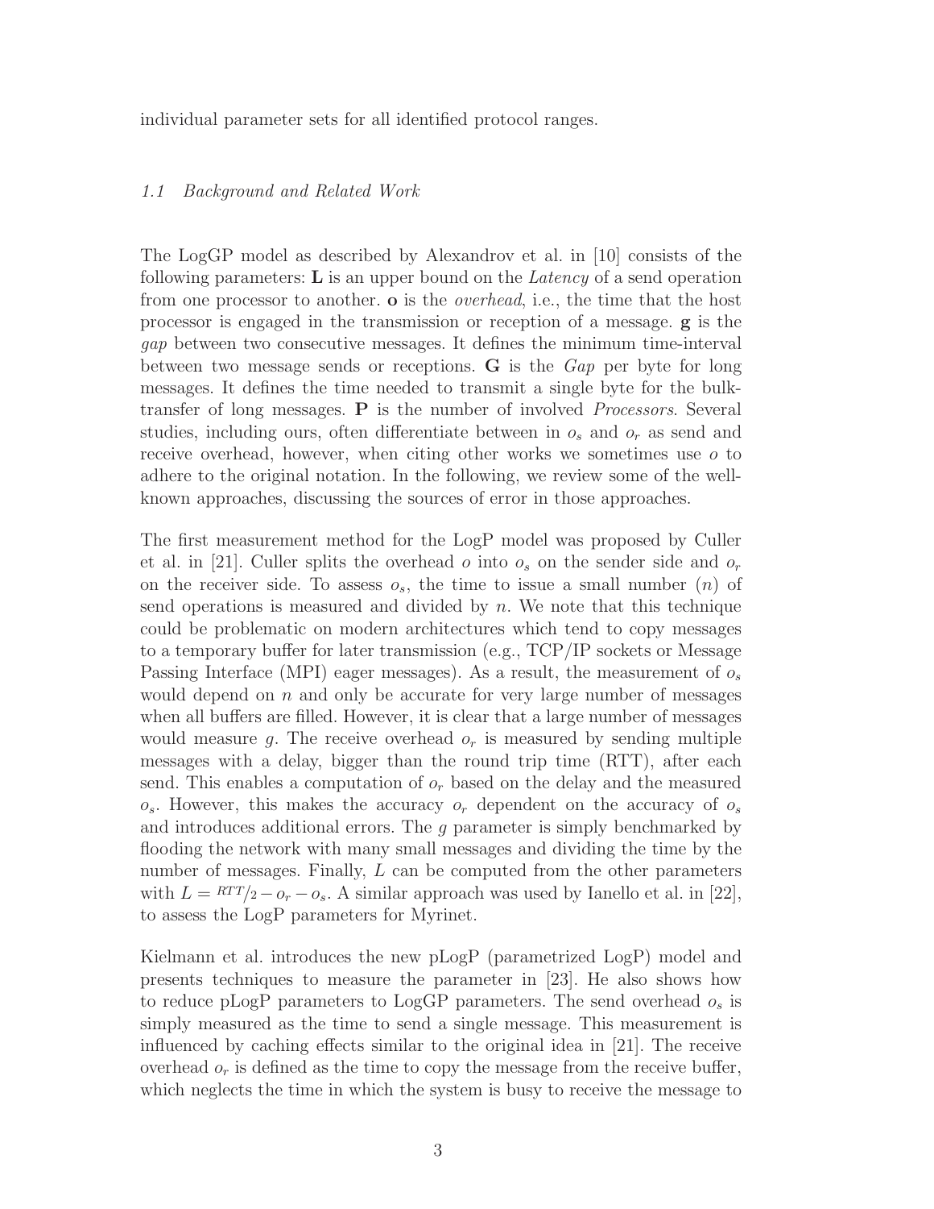individual parameter sets for all identified protocol ranges.

### *1.1 Background and Related Work*

The LogGP model as described by Alexandrov et al. in [10] consists of the following parameters: **L** is an upper bound on the *Latency* of a send operation from one processor to another. **o** is the *overhead*, i.e., the time that the host processor is engaged in the transmission or reception of a message. **g** is the *gap* between two consecutive messages. It defines the minimum time-interval between two message sends or receptions. **G** is the *Gap* per byte for long messages. It defines the time needed to transmit a single byte for the bulk-transfer of long messages. **P** is the number of involved *Processors*. Several studies, including ours, often differentiate between in $o_s$ and $o_r$ as send and receive overhead, however, when citing other works we sometimes use $o$ to adhere to the original notation. In the following, we review some of the well-known approaches, discussing the sources of error in those approaches.

The first measurement method for the LogP model was proposed by Culler et al. in [21]. Culler splits the overhead $o$ into $o_s$ on the sender side and $o_r$ on the receiver side. To assess $o_s$, the time to issue a small number ($n$) of send operations is measured and divided by $n$. We note that this technique could be problematic on modern architectures which tend to copy messages to a temporary buffer for later transmission (e.g., TCP/IP sockets or Message Passing Interface (MPI) eager messages). As a result, the measurement of $o_s$ would depend on $n$ and only be accurate for very large number of messages when all buffers are filled. However, it is clear that a large number of messages would measure $g$. The receive overhead $o_r$ is measured by sending multiple messages with a delay, bigger than the round trip time (RTT), after each send. This enables a computation of $o_r$ based on the delay and the measured $o_s$. However, this makes the accuracy $o_r$ dependent on the accuracy of $o_s$ and introduces additional errors. The $g$ parameter is simply benchmarked by flooding the network with many small messages and dividing the time by the number of messages. Finally, $L$ can be computed from the other parameters with $L = {}^{RTT}/_{2} - o_r - o_s$. A similar approach was used by Ianello et al. in [22], to assess the LogP parameters for Myrinet.

Kielmann et al. introduces the new pLogP (parametrized LogP) model and presents techniques to measure the parameter in [23]. He also shows how to reduce pLogP parameters to LogGP parameters. The send overhead $o_s$ is simply measured as the time to send a single message. This measurement is influenced by caching effects similar to the original idea in [21]. The receive overhead $o_r$ is defined as the time to copy the message from the receive buffer, which neglects the time in which the system is busy to receive the message to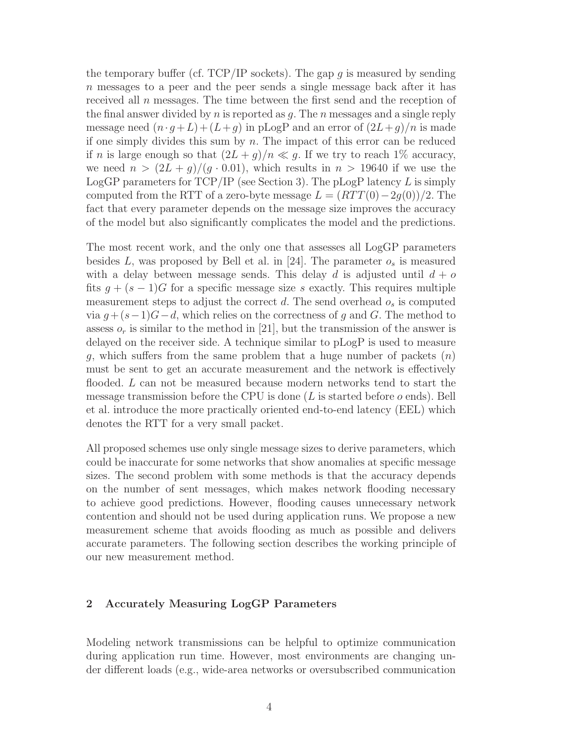the temporary buffer (cf. TCP/IP sockets). The gap $g$ is measured by sending $n$ messages to a peer and the peer sends a single message back after it has received all $n$ messages. The time between the first send and the reception of the final answer divided by $n$ is reported as $g$. The $n$ messages and a single reply message need $(n \cdot g + L) + (L + g)$ in pLogP and an error of $(2L + g)/n$ is made if one simply divides this sum by $n$. The impact of this error can be reduced if $n$ is large enough so that $(2L + g)/n \ll g$. If we try to reach 1% accuracy, we need $n > (2L + g)/(g \cdot 0.01)$, which results in $n > 19640$ if we use the LogGP parameters for TCP/IP (see Section 3). The pLogP latency $L$ is simply computed from the RTT of a zero-byte message $L = (RTT(0) - 2g(0))/2$. The fact that every parameter depends on the message size improves the accuracy of the model but also significantly complicates the model and the predictions.

The most recent work, and the only one that assesses all LogGP parameters besides $L$, was proposed by Bell et al. in [24]. The parameter $o_s$ is measured with a delay between message sends. This delay $d$ is adjusted until $d + o$ fits $g + (s - 1)G$ for a specific message size $s$ exactly. This requires multiple measurement steps to adjust the correct $d$. The send overhead $o_s$ is computed via $g + (s-1)G - d$, which relies on the correctness of $g$ and $G$. The method to assess $o_r$ is similar to the method in [21], but the transmission of the answer is delayed on the receiver side. A technique similar to pLogP is used to measure $g$, which suffers from the same problem that a huge number of packets ($n$) must be sent to get an accurate measurement and the network is effectively flooded. $L$ can not be measured because modern networks tend to start the message transmission before the CPU is done ($L$ is started before $o$ ends). Bell et al. introduce the more practically oriented end-to-end latency (EEL) which denotes the RTT for a very small packet.

All proposed schemes use only single message sizes to derive parameters, which could be inaccurate for some networks that show anomalies at specific message sizes. The second problem with some methods is that the accuracy depends on the number of sent messages, which makes network flooding necessary to achieve good predictions. However, flooding causes unnecessary network contention and should not be used during application runs. We propose a new measurement scheme that avoids flooding as much as possible and delivers accurate parameters. The following section describes the working principle of our new measurement method.

## 2 Accurately Measuring LogGP Parameters

Modeling network transmissions can be helpful to optimize communication during application run time. However, most environments are changing under different loads (e.g., wide-area networks or oversubscribed communication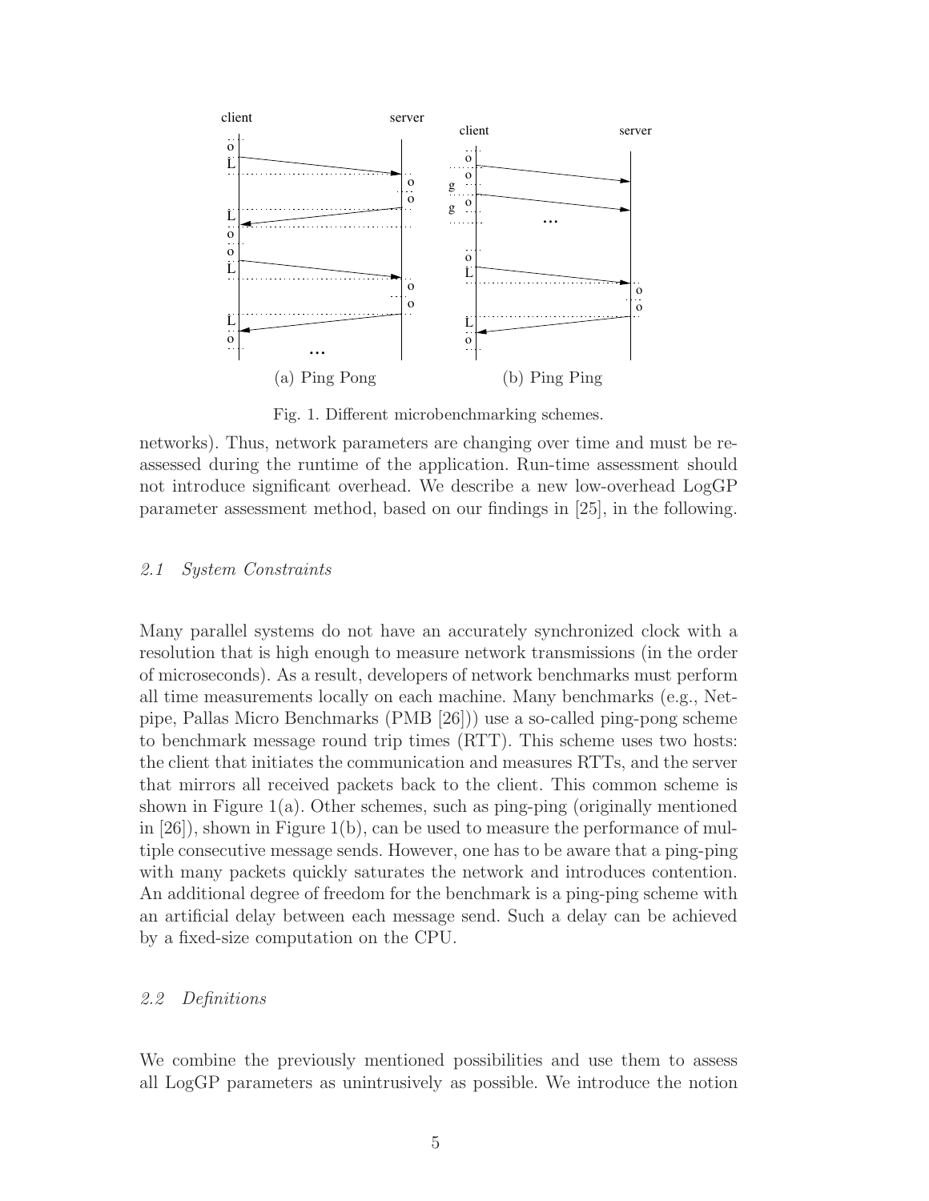(a) Ping Pong (b) Ping Ping

Fig. 1. Different microbenchmarking schemes.

networks). Thus, network parameters are changing over time and must be reassessed during the runtime of the application. Run-time assessment should not introduce significant overhead. We describe a new low-overhead LogGP parameter assessment method, based on our findings in [25], in the following.

### *2.1 System Constraints*

Many parallel systems do not have an accurately synchronized clock with a resolution that is high enough to measure network transmissions (in the order of microseconds). As a result, developers of network benchmarks must perform all time measurements locally on each machine. Many benchmarks (e.g., Netpipe, Pallas Micro Benchmarks (PMB [26])) use a so-called ping-pong scheme to benchmark message round trip times (RTT). This scheme uses two hosts: the client that initiates the communication and measures RTTs, and the server that mirrors all received packets back to the client. This common scheme is shown in Figure 1(a). Other schemes, such as ping-ping (originally mentioned in [26]), shown in Figure 1(b), can be used to measure the performance of multiple consecutive message sends. However, one has to be aware that a ping-ping with many packets quickly saturates the network and introduces contention. An additional degree of freedom for the benchmark is a ping-ping scheme with an artificial delay between each message send. Such a delay can be achieved by a fixed-size computation on the CPU.

### *2.2 Definitions*

We combine the previously mentioned possibilities and use them to assess all LogGP parameters as unintrusively as possible. We introduce the notion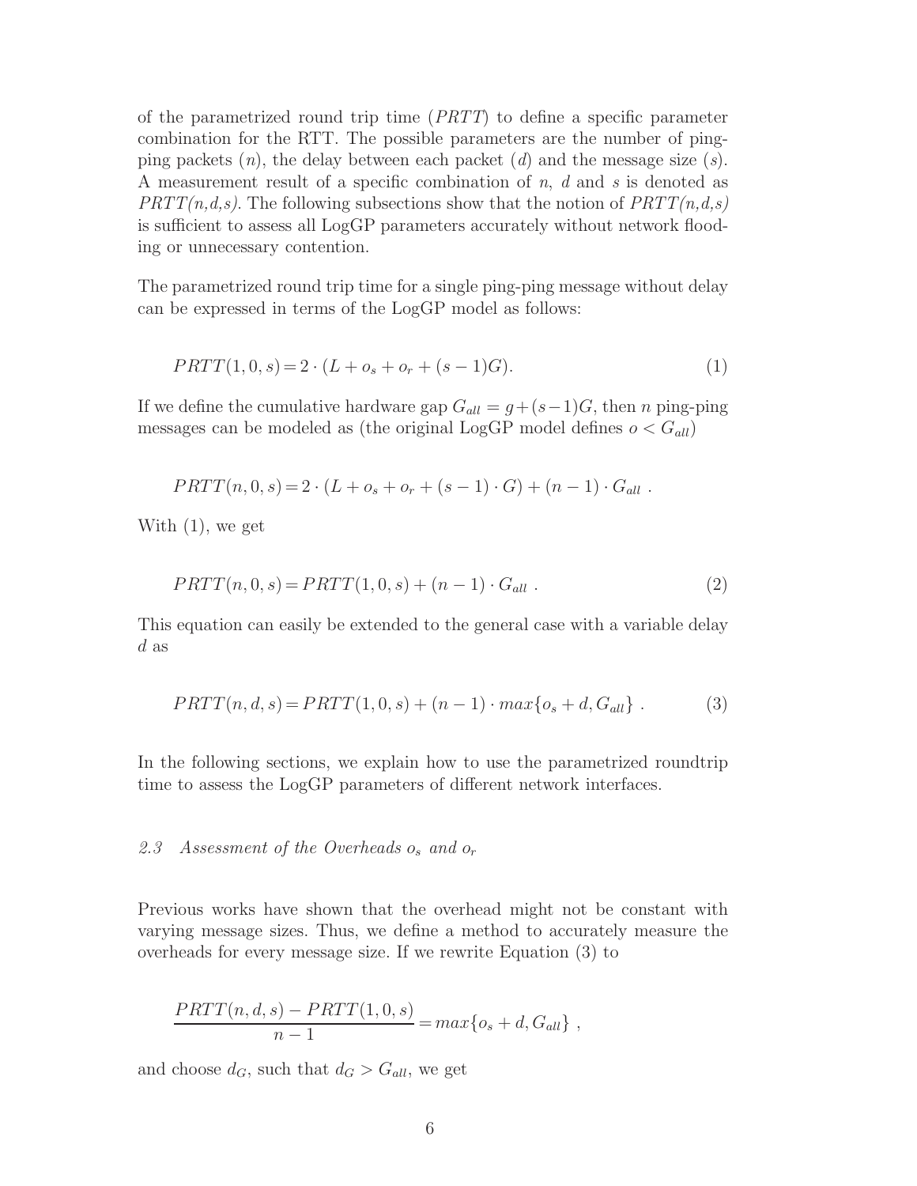of the parametrized round trip time (*PRTT*) to define a specific parameter combination for the RTT. The possible parameters are the number of ping-ping packets ($n$), the delay between each packet ($d$) and the message size ($s$). A measurement result of a specific combination of $n$, $d$ and $s$ is denoted as *PRTT(n,d,s)*. The following subsections show that the notion of *PRTT(n,d,s)* is sufficient to assess all LogGP parameters accurately without network flooding or unnecessary contention.

The parametrized round trip time for a single ping-ping message without delay can be expressed in terms of the LogGP model as follows:

$$PRTT(1, 0, s) = 2 \cdot (L + o_s + o_r + (s-1)G). \tag{1}$$

If we define the cumulative hardware gap $G_{all} = g + (s-1)G$, then $n$ ping-ping messages can be modeled as (the original LogGP model defines $o < G_{all}$)

$$PRTT(n, 0, s) = 2 \cdot (L + o_s + o_r + (s-1) \cdot G) + (n-1) \cdot G_{all} \ .$$

With (1), we get

$$PRTT(n, 0, s) = PRTT(1, 0, s) + (n-1) \cdot G_{all} \ . \tag{2}$$

This equation can easily be extended to the general case with a variable delay $d$ as

$$PRTT(n, d, s) = PRTT(1, 0, s) + (n-1) \cdot max\{o_s + d, G_{all}\} \ . \tag{3}$$

In the following sections, we explain how to use the parametrized roundtrip time to assess the LogGP parameters of different network interfaces.

### *2.3 Assessment of the Overheads $o_s$ and $o_r$*

Previous works have shown that the overhead might not be constant with varying message sizes. Thus, we define a method to accurately measure the overheads for every message size. If we rewrite Equation (3) to

$$\frac{PRTT(n, d, s) - PRTT(1, 0, s)}{n-1} = max\{o_s + d, G_{all}\} \ ,$$

and choose $d_G$, such that $d_G > G_{all}$, we get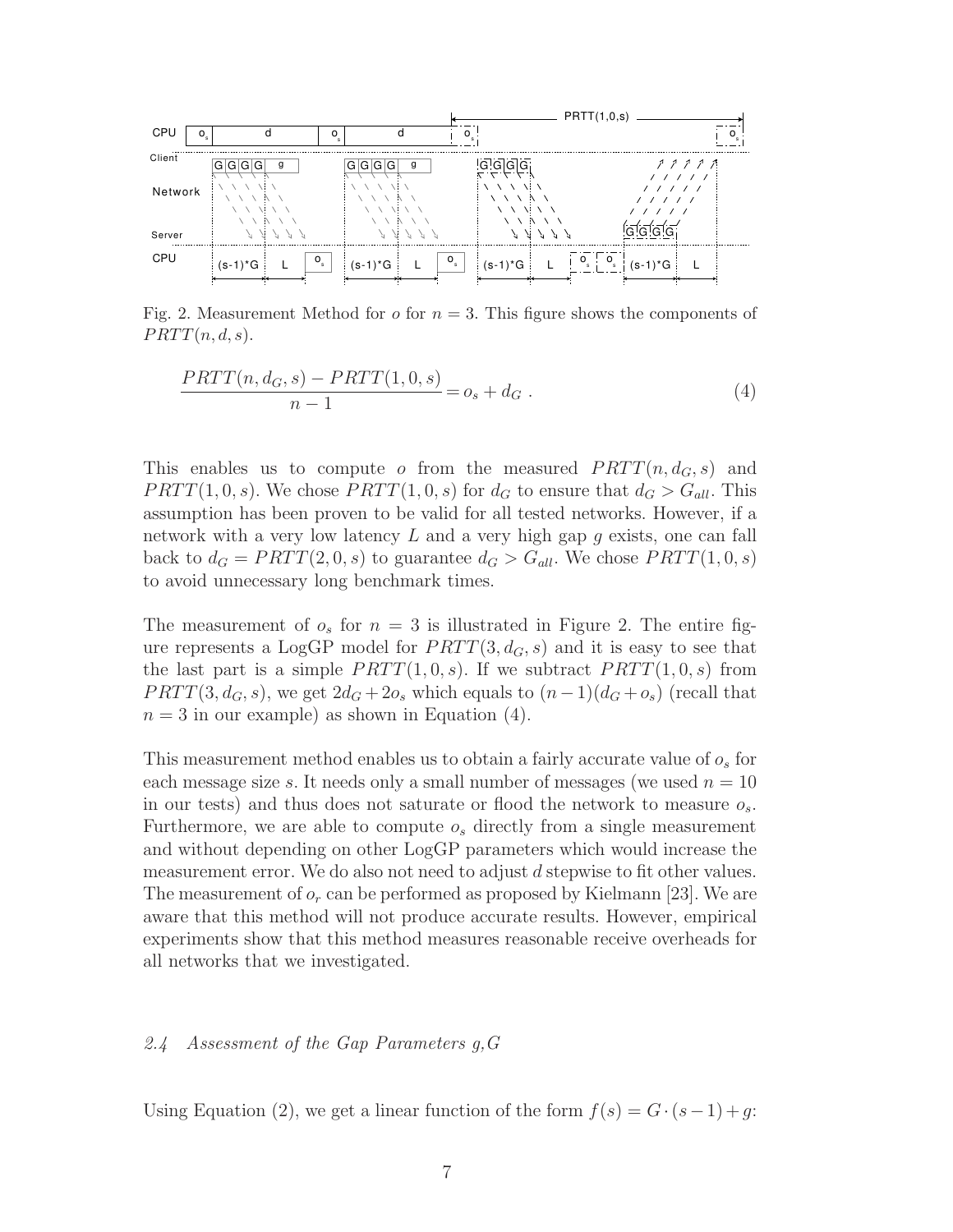Fig. 2. Measurement Method for $o$ for $n = 3$. This figure shows the components of $PRTT(n, d, s)$.

$$\frac{PRTT(n, d_G, s) - PRTT(1, 0, s)}{n - 1} = o_s + d_G \ . \tag{4}$$

This enables us to compute $o$ from the measured $PRTT(n, d_G, s)$ and $PRTT(1, 0, s)$. We chose $PRTT(1, 0, s)$ for $d_G$ to ensure that $d_G > G_{all}$. This assumption has been proven to be valid for all tested networks. However, if a network with a very low latency $L$ and a very high gap $g$ exists, one can fall back to $d_G = PRTT(2, 0, s)$ to guarantee $d_G > G_{all}$. We chose $PRTT(1, 0, s)$ to avoid unnecessary long benchmark times.

The measurement of $o_s$ for $n = 3$ is illustrated in Figure 2. The entire figure represents a LogGP model for $PRTT(3, d_G, s)$ and it is easy to see that the last part is a simple $PRTT(1, 0, s)$. If we subtract $PRTT(1, 0, s)$ from $PRTT(3, d_G, s)$, we get $2d_G + 2o_s$ which equals to $(n-1)(d_G + o_s)$ (recall that $n = 3$ in our example) as shown in Equation (4).

This measurement method enables us to obtain a fairly accurate value of $o_s$ for each message size $s$. It needs only a small number of messages (we used $n = 10$ in our tests) and thus does not saturate or flood the network to measure $o_s$. Furthermore, we are able to compute $o_s$ directly from a single measurement and without depending on other LogGP parameters which would increase the measurement error. We do also not need to adjust $d$ stepwise to fit other values. The measurement of $o_r$ can be performed as proposed by Kielmann [23]. We are aware that this method will not produce accurate results. However, empirical experiments show that this method measures reasonable receive overheads for all networks that we investigated.

### 2.4 Assessment of the Gap Parameters $g$,$G$

Using Equation (2), we get a linear function of the form $f(s) = G \cdot (s-1) + g$: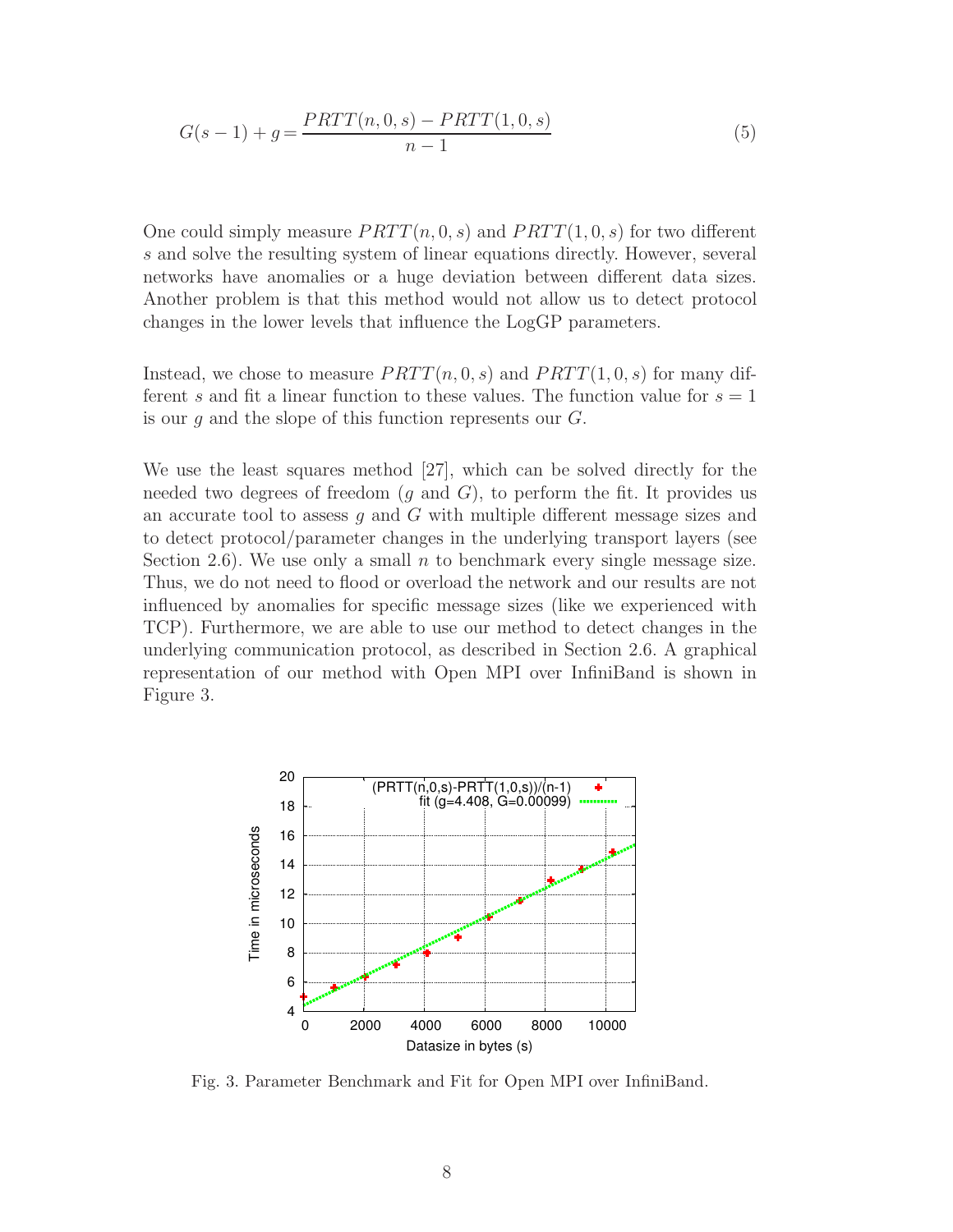$$G(s-1) + g = \frac{PRTT(n,0,s) - PRTT(1,0,s)}{n-1} \tag{5}$$

One could simply measure $PRTT(n, 0, s)$ and $PRTT(1, 0, s)$ for two different $s$ and solve the resulting system of linear equations directly. However, several networks have anomalies or a huge deviation between different data sizes. Another problem is that this method would not allow us to detect protocol changes in the lower levels that influence the LogGP parameters.

Instead, we chose to measure $PRTT(n, 0, s)$ and $PRTT(1, 0, s)$ for many different $s$ and fit a linear function to these values. The function value for $s = 1$ is our $g$ and the slope of this function represents our $G$.

We use the least squares method [27], which can be solved directly for the needed two degrees of freedom ($g$ and $G$), to perform the fit. It provides us an accurate tool to assess $g$ and $G$ with multiple different message sizes and to detect protocol/parameter changes in the underlying transport layers (see Section 2.6). We use only a small $n$ to benchmark every single message size. Thus, we do not need to flood or overload the network and our results are not influenced by anomalies for specific message sizes (like we experienced with TCP). Furthermore, we are able to use our method to detect changes in the underlying communication protocol, as described in Section 2.6. A graphical representation of our method with Open MPI over InfiniBand is shown in Figure 3.

Fig. 3. Parameter Benchmark and Fit for Open MPI over InfiniBand.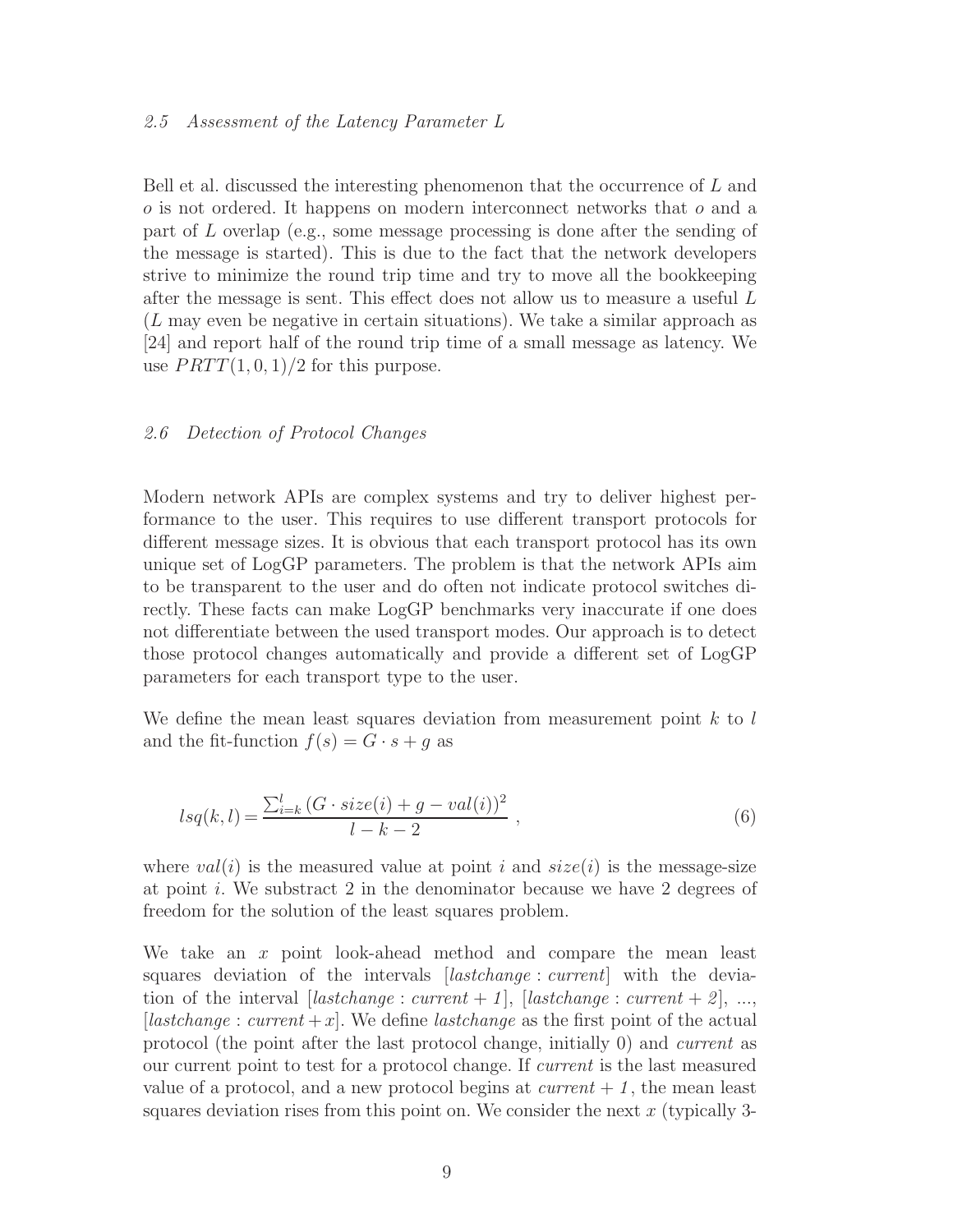### 2.5 Assessment of the Latency Parameter L

Bell et al. discussed the interesting phenomenon that the occurrence of $L$ and $o$ is not ordered. It happens on modern interconnect networks that $o$ and a part of $L$ overlap (e.g., some message processing is done after the sending of the message is started). This is due to the fact that the network developers strive to minimize the round trip time and try to move all the bookkeeping after the message is sent. This effect does not allow us to measure a useful $L$ ($L$ may even be negative in certain situations). We take a similar approach as [24] and report half of the round trip time of a small message as latency. We use $PRTT(1, 0, 1)/2$ for this purpose.

### 2.6 Detection of Protocol Changes

Modern network APIs are complex systems and try to deliver highest performance to the user. This requires to use different transport protocols for different message sizes. It is obvious that each transport protocol has its own unique set of LogGP parameters. The problem is that the network APIs aim to be transparent to the user and do often not indicate protocol switches directly. These facts can make LogGP benchmarks very inaccurate if one does not differentiate between the used transport modes. Our approach is to detect those protocol changes automatically and provide a different set of LogGP parameters for each transport type to the user.

We define the mean least squares deviation from measurement point $k$ to $l$ and the fit-function $f(s) = G \cdot s + g$ as

$$lsq(k, l) = \frac{\sum_{i=k}^{l} \left(G \cdot size(i) + g - val(i)\right)^2}{l - k - 2} \ , \tag{6}$$

where $val(i)$ is the measured value at point $i$ and $size(i)$ is the message-size at point $i$. We substract 2 in the denominator because we have 2 degrees of freedom for the solution of the least squares problem.

We take an $x$ point look-ahead method and compare the mean least squares deviation of the intervals $[lastchange : current]$ with the deviation of the interval $[lastchange : current + 1]$, $[lastchange : current + 2]$, ..., $[lastchange : current + x]$. We define *lastchange* as the first point of the actual protocol (the point after the last protocol change, initially 0) and *current* as our current point to test for a protocol change. If *current* is the last measured value of a protocol, and a new protocol begins at *current + 1*, the mean least squares deviation rises from this point on. We consider the next $x$ (typically 3-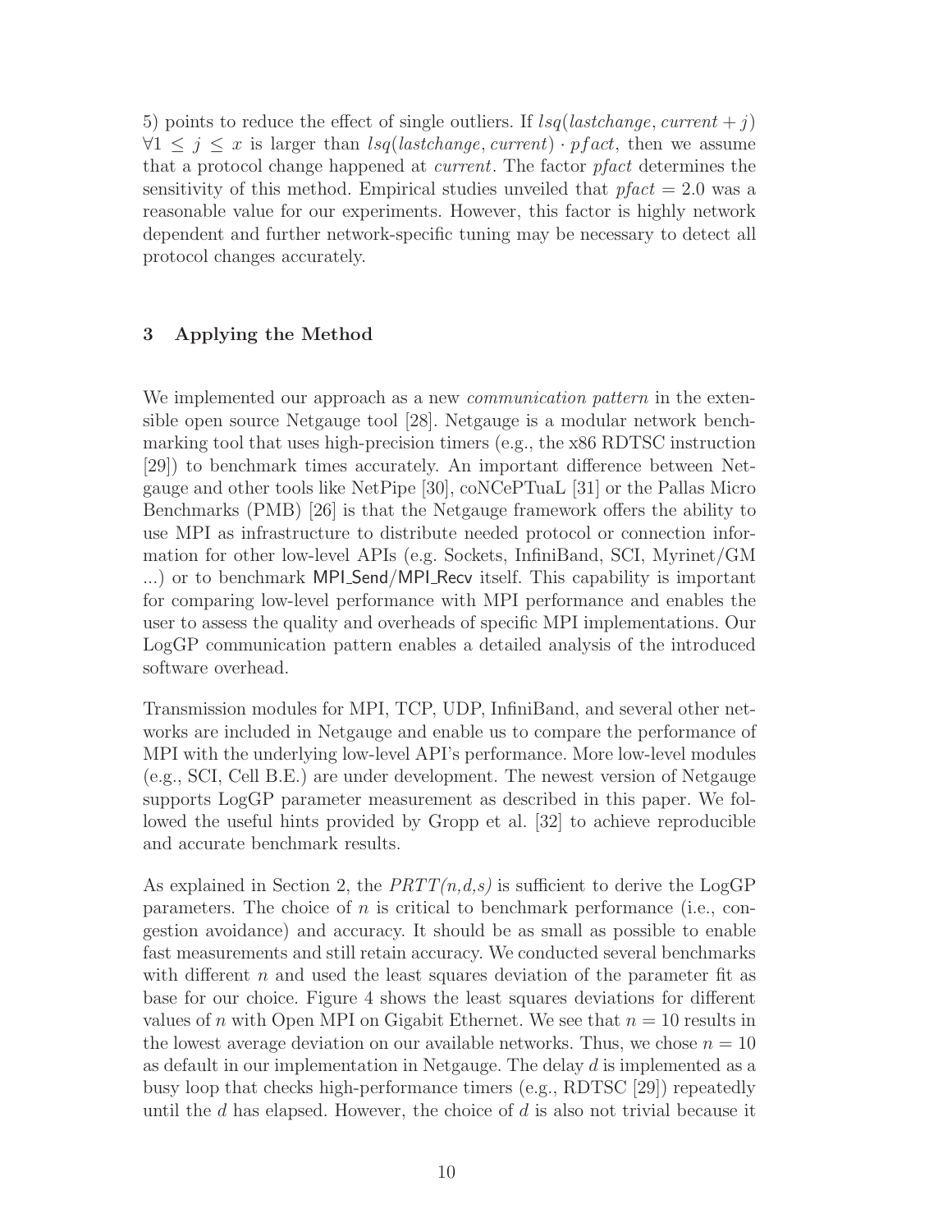5) points to reduce the effect of single outliers. If $lsq(lastchange, current + j)$ $\forall 1 \leq j \leq x$ is larger than $lsq(lastchange, current) \cdot pfact$, then we assume that a protocol change happened at *current*. The factor *pfact* determines the sensitivity of this method. Empirical studies unveiled that $pfact = 2.0$ was a reasonable value for our experiments. However, this factor is highly network dependent and further network-specific tuning may be necessary to detect all protocol changes accurately.

## 3 Applying the Method

We implemented our approach as a new *communication pattern* in the extensible open source Netgauge tool [28]. Netgauge is a modular network benchmarking tool that uses high-precision timers (e.g., the x86 RDTSC instruction [29]) to benchmark times accurately. An important difference between Netgauge and other tools like NetPipe [30], coNCePTuaL [31] or the Pallas Micro Benchmarks (PMB) [26] is that the Netgauge framework offers the ability to use MPI as infrastructure to distribute needed protocol or connection information for other low-level APIs (e.g. Sockets, InfiniBand, SCI, Myrinet/GM ...) or to benchmark MPI_Send/MPI_Recv itself. This capability is important for comparing low-level performance with MPI performance and enables the user to assess the quality and overheads of specific MPI implementations. Our LogGP communication pattern enables a detailed analysis of the introduced software overhead.

Transmission modules for MPI, TCP, UDP, InfiniBand, and several other networks are included in Netgauge and enable us to compare the performance of MPI with the underlying low-level API's performance. More low-level modules (e.g., SCI, Cell B.E.) are under development. The newest version of Netgauge supports LogGP parameter measurement as described in this paper. We followed the useful hints provided by Gropp et al. [32] to achieve reproducible and accurate benchmark results.

As explained in Section 2, the *PRTT(n,d,s)* is sufficient to derive the LogGP parameters. The choice of $n$ is critical to benchmark performance (i.e., congestion avoidance) and accuracy. It should be as small as possible to enable fast measurements and still retain accuracy. We conducted several benchmarks with different $n$ and used the least squares deviation of the parameter fit as base for our choice. Figure 4 shows the least squares deviations for different values of $n$ with Open MPI on Gigabit Ethernet. We see that $n = 10$ results in the lowest average deviation on our available networks. Thus, we chose $n = 10$ as default in our implementation in Netgauge. The delay $d$ is implemented as a busy loop that checks high-performance timers (e.g., RDTSC [29]) repeatedly until the $d$ has elapsed. However, the choice of $d$ is also not trivial because it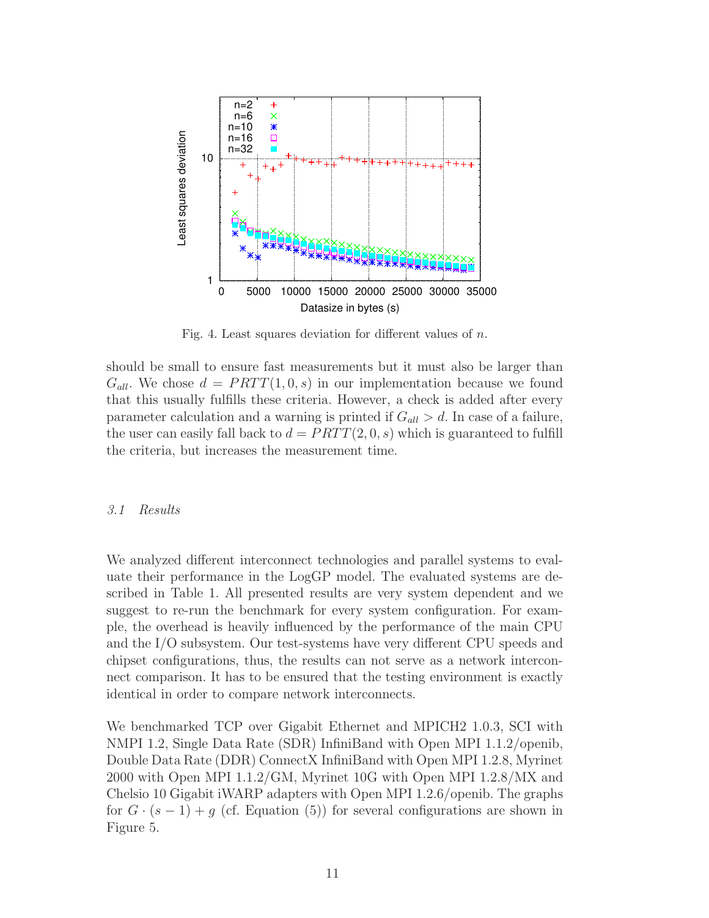Fig. 4. Least squares deviation for different values of $n$.

should be small to ensure fast measurements but it must also be larger than $G_{all}$. We chose $d = PRTT(1, 0, s)$ in our implementation because we found that this usually fulfills these criteria. However, a check is added after every parameter calculation and a warning is printed if $G_{all} > d$. In case of a failure, the user can easily fall back to $d = PRTT(2, 0, s)$ which is guaranteed to fulfill the criteria, but increases the measurement time.

### 3.1 Results

We analyzed different interconnect technologies and parallel systems to evaluate their performance in the LogGP model. The evaluated systems are described in Table 1. All presented results are very system dependent and we suggest to re-run the benchmark for every system configuration. For example, the overhead is heavily influenced by the performance of the main CPU and the I/O subsystem. Our test-systems have very different CPU speeds and chipset configurations, thus, the results can not serve as a network interconnect comparison. It has to be ensured that the testing environment is exactly identical in order to compare network interconnects.

We benchmarked TCP over Gigabit Ethernet and MPICH2 1.0.3, SCI with NMPI 1.2, Single Data Rate (SDR) InfiniBand with Open MPI 1.1.2/openib, Double Data Rate (DDR) ConnectX InfiniBand with Open MPI 1.2.8, Myrinet 2000 with Open MPI 1.1.2/GM, Myrinet 10G with Open MPI 1.2.8/MX and Chelsio 10 Gigabit iWARP adapters with Open MPI 1.2.6/openib. The graphs for $G \cdot (s - 1) + g$ (cf. Equation (5)) for several configurations are shown in Figure 5.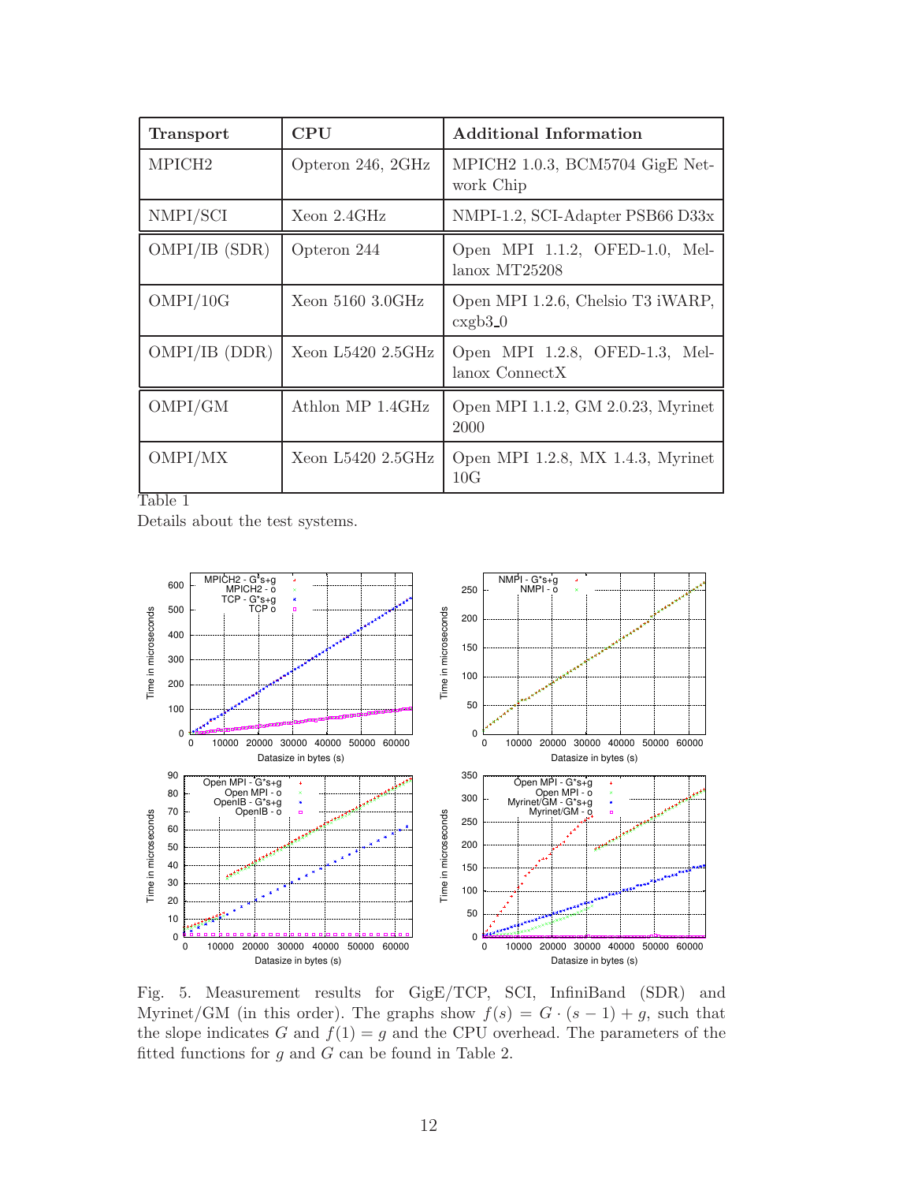| Transport | CPU | Additional Information |
|---|---|---|
| MPICH2 | Opteron 246, 2GHz | MPICH2 1.0.3, BCM5704 GigE Network Chip |
| NMPI/SCI | Xeon 2.4GHz | NMPI-1.2, SCI-Adapter PSB66 D33x |
| OMPI/IB (SDR) | Opteron 244 | Open MPI 1.1.2, OFED-1.0, Mellanox MT25208 |
| OMPI/10G | Xeon 5160 3.0GHz | Open MPI 1.2.6, Chelsio T3 iWARP, cxgb3_0 |
| OMPI/IB (DDR) | Xeon L5420 2.5GHz | Open MPI 1.2.8, OFED-1.3, Mellanox ConnectX |
| OMPI/GM | Athlon MP 1.4GHz | Open MPI 1.1.2, GM 2.0.23, Myrinet 2000 |
| OMPI/MX | Xeon L5420 2.5GHz | Open MPI 1.2.8, MX 1.4.3, Myrinet 10G |

Table 1
Details about the test systems.

Fig. 5. Measurement results for GigE/TCP, SCI, InfiniBand (SDR) and Myrinet/GM (in this order). The graphs show $f(s) = G \cdot (s-1) + g$, such that the slope indicates $G$ and $f(1) = g$ and the CPU overhead. The parameters of the fitted functions for $g$ and $G$ can be found in Table 2.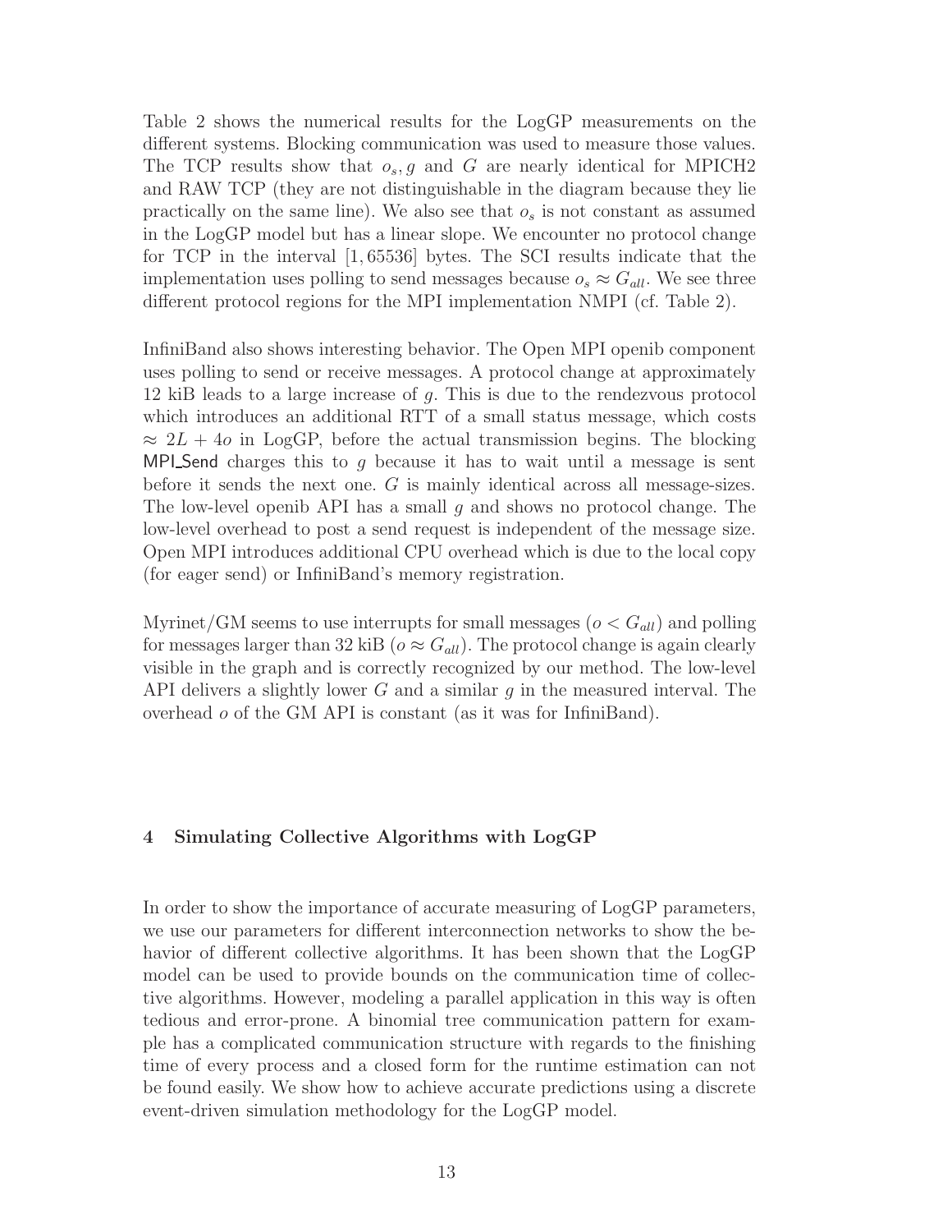Table 2 shows the numerical results for the LogGP measurements on the different systems. Blocking communication was used to measure those values. The TCP results show that $o_s, g$ and $G$ are nearly identical for MPICH2 and RAW TCP (they are not distinguishable in the diagram because they lie practically on the same line). We also see that $o_s$ is not constant as assumed in the LogGP model but has a linear slope. We encounter no protocol change for TCP in the interval $[1, 65536]$ bytes. The SCI results indicate that the implementation uses polling to send messages because $o_s \approx G_{all}$. We see three different protocol regions for the MPI implementation NMPI (cf. Table 2).

InfiniBand also shows interesting behavior. The Open MPI openib component uses polling to send or receive messages. A protocol change at approximately 12 kiB leads to a large increase of $g$. This is due to the rendezvous protocol which introduces an additional RTT of a small status message, which costs $\approx 2L + 4o$ in LogGP, before the actual transmission begins. The blocking MPI_Send charges this to $g$ because it has to wait until a message is sent before it sends the next one. $G$ is mainly identical across all message-sizes. The low-level openib API has a small $g$ and shows no protocol change. The low-level overhead to post a send request is independent of the message size. Open MPI introduces additional CPU overhead which is due to the local copy (for eager send) or InfiniBand's memory registration.

Myrinet/GM seems to use interrupts for small messages ($o < G_{all}$) and polling for messages larger than 32 kiB ($o \approx G_{all}$). The protocol change is again clearly visible in the graph and is correctly recognized by our method. The low-level API delivers a slightly lower $G$ and a similar $g$ in the measured interval. The overhead $o$ of the GM API is constant (as it was for InfiniBand).

## 4 Simulating Collective Algorithms with LogGP

In order to show the importance of accurate measuring of LogGP parameters, we use our parameters for different interconnection networks to show the behavior of different collective algorithms. It has been shown that the LogGP model can be used to provide bounds on the communication time of collective algorithms. However, modeling a parallel application in this way is often tedious and error-prone. A binomial tree communication pattern for example has a complicated communication structure with regards to the finishing time of every process and a closed form for the runtime estimation can not be found easily. We show how to achieve accurate predictions using a discrete event-driven simulation methodology for the LogGP model.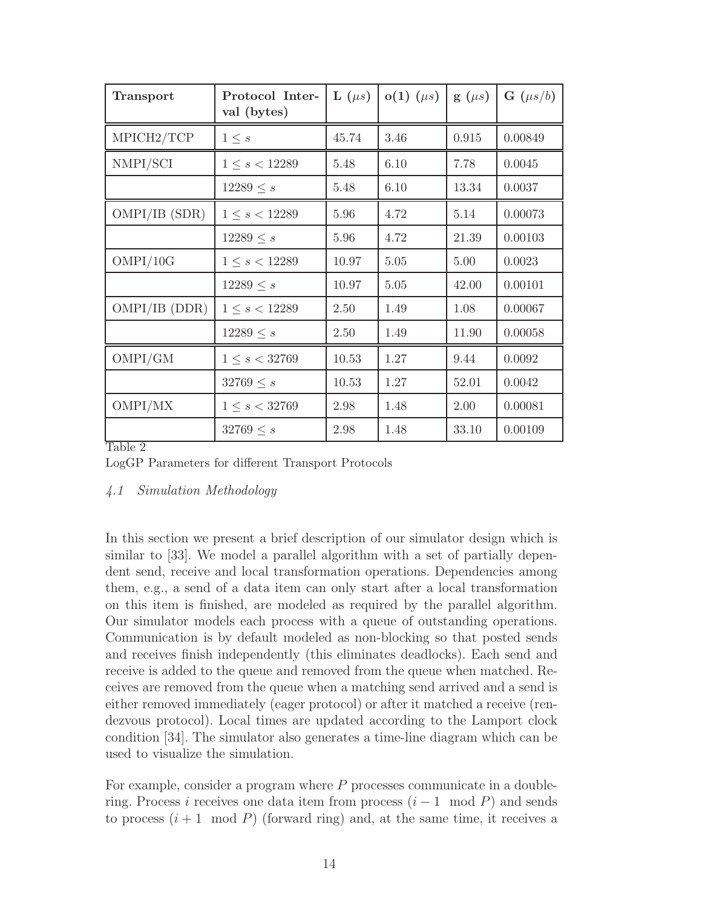| **Transport** | **Protocol Interval (bytes)** | **L** ($\mu s$) | **o(1)** ($\mu s$) | **g** ($\mu s$) | **G** ($\mu s/b$) |
|---|---|---|---|---|---|
| MPICH2/TCP | $1 \leq s$ | 45.74 | 3.46 | 0.915 | 0.00849 |
| NMPI/SCI | $1 \leq s < 12289$ | 5.48 | 6.10 | 7.78 | 0.0045 |
| | $12289 \leq s$ | 5.48 | 6.10 | 13.34 | 0.0037 |
| OMPI/IB (SDR) | $1 \leq s < 12289$ | 5.96 | 4.72 | 5.14 | 0.00073 |
| | $12289 \leq s$ | 5.96 | 4.72 | 21.39 | 0.00103 |
| OMPI/10G | $1 \leq s < 12289$ | 10.97 | 5.05 | 5.00 | 0.0023 |
| | $12289 \leq s$ | 10.97 | 5.05 | 42.00 | 0.00101 |
| OMPI/IB (DDR) | $1 \leq s < 12289$ | 2.50 | 1.49 | 1.08 | 0.00067 |
| | $12289 \leq s$ | 2.50 | 1.49 | 11.90 | 0.00058 |
| OMPI/GM | $1 \leq s < 32769$ | 10.53 | 1.27 | 9.44 | 0.0092 |
| | $32769 \leq s$ | 10.53 | 1.27 | 52.01 | 0.0042 |
| OMPI/MX | $1 \leq s < 32769$ | 2.98 | 1.48 | 2.00 | 0.00081 |
| | $32769 \leq s$ | 2.98 | 1.48 | 33.10 | 0.00109 |

Table 2

LogGP Parameters for different Transport Protocols

### *4.1 Simulation Methodology*

In this section we present a brief description of our simulator design which is similar to [33]. We model a parallel algorithm with a set of partially dependent send, receive and local transformation operations. Dependencies among them, e.g., a send of a data item can only start after a local transformation on this item is finished, are modeled as required by the parallel algorithm. Our simulator models each process with a queue of outstanding operations. Communication is by default modeled as non-blocking so that posted sends and receives finish independently (this eliminates deadlocks). Each send and receive is added to the queue and removed from the queue when matched. Receives are removed from the queue when a matching send arrived and a send is either removed immediately (eager protocol) or after it matched a receive (rendezvous protocol). Local times are updated according to the Lamport clock condition [34]. The simulator also generates a time-line diagram which can be used to visualize the simulation.

For example, consider a program where $P$ processes communicate in a double-ring. Process $i$ receives one data item from process $(i - 1 \mod P)$ and sends to process $(i + 1 \mod P)$ (forward ring) and, at the same time, it receives a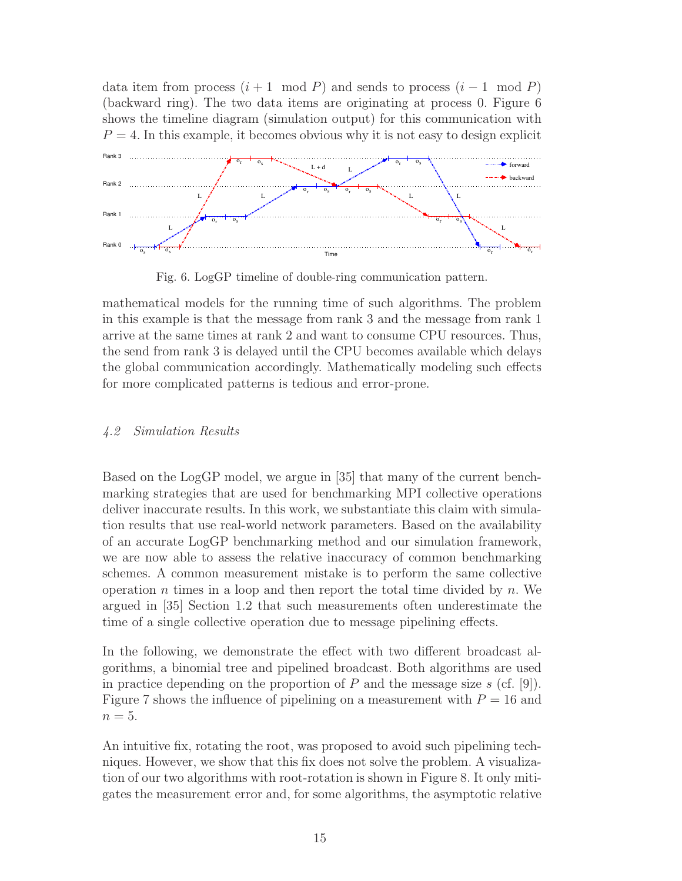data item from process ($i + 1 \mod P$) and sends to process ($i - 1 \mod P$) (backward ring). The two data items are originating at process 0. Figure 6 shows the timeline diagram (simulation output) for this communication with $P = 4$. In this example, it becomes obvious why it is not easy to design explicit

Fig. 6. LogGP timeline of double-ring communication pattern.

mathematical models for the running time of such algorithms. The problem in this example is that the message from rank 3 and the message from rank 1 arrive at the same times at rank 2 and want to consume CPU resources. Thus, the send from rank 3 is delayed until the CPU becomes available which delays the global communication accordingly. Mathematically modeling such effects for more complicated patterns is tedious and error-prone.

### *4.2 Simulation Results*

Based on the LogGP model, we argue in [35] that many of the current benchmarking strategies that are used for benchmarking MPI collective operations deliver inaccurate results. In this work, we substantiate this claim with simulation results that use real-world network parameters. Based on the availability of an accurate LogGP benchmarking method and our simulation framework, we are now able to assess the relative inaccuracy of common benchmarking schemes. A common measurement mistake is to perform the same collective operation $n$ times in a loop and then report the total time divided by $n$. We argued in [35] Section 1.2 that such measurements often underestimate the time of a single collective operation due to message pipelining effects.

In the following, we demonstrate the effect with two different broadcast algorithms, a binomial tree and pipelined broadcast. Both algorithms are used in practice depending on the proportion of $P$ and the message size $s$ (cf. [9]). Figure 7 shows the influence of pipelining on a measurement with $P = 16$ and $n = 5$.

An intuitive fix, rotating the root, was proposed to avoid such pipelining techniques. However, we show that this fix does not solve the problem. A visualization of our two algorithms with root-rotation is shown in Figure 8. It only mitigates the measurement error and, for some algorithms, the asymptotic relative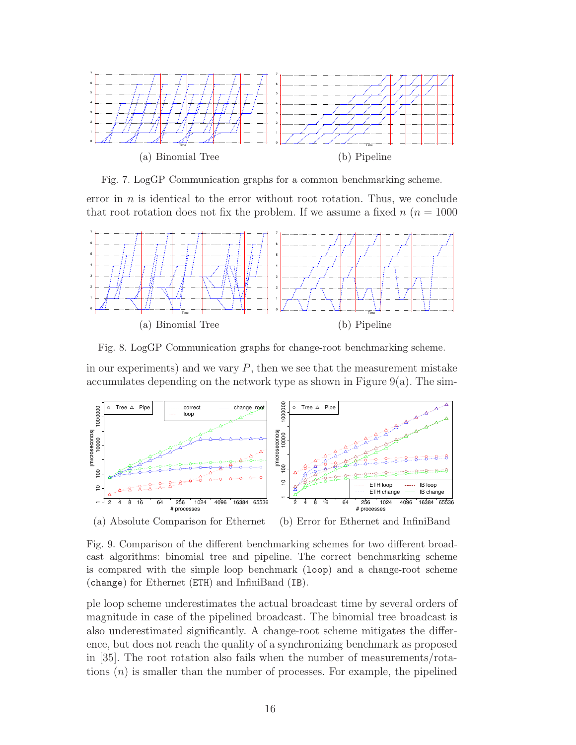(a) Binomial Tree (b) Pipeline

Fig. 7. LogGP Communication graphs for a common benchmarking scheme.

error in $n$ is identical to the error without root rotation. Thus, we conclude that root rotation does not fix the problem. If we assume a fixed $n$ ($n = 1000$

(a) Binomial Tree (b) Pipeline

Fig. 8. LogGP Communication graphs for change-root benchmarking scheme.

in our experiments) and we vary $P$, then we see that the measurement mistake accumulates depending on the network type as shown in Figure 9(a). The sim-

(a) Absolute Comparison for Ethernet (b) Error for Ethernet and InfiniBand

Fig. 9. Comparison of the different benchmarking schemes for two different broadcast algorithms: binomial tree and pipeline. The correct benchmarking scheme is compared with the simple loop benchmark (`loop`) and a change-root scheme (`change`) for Ethernet (`ETH`) and InfiniBand (`IB`).

ple loop scheme underestimates the actual broadcast time by several orders of magnitude in case of the pipelined broadcast. The binomial tree broadcast is also underestimated significantly. A change-root scheme mitigates the difference, but does not reach the quality of a synchronizing benchmark as proposed in [35]. The root rotation also fails when the number of measurements/rotations ($n$) is smaller than the number of processes. For example, the pipelined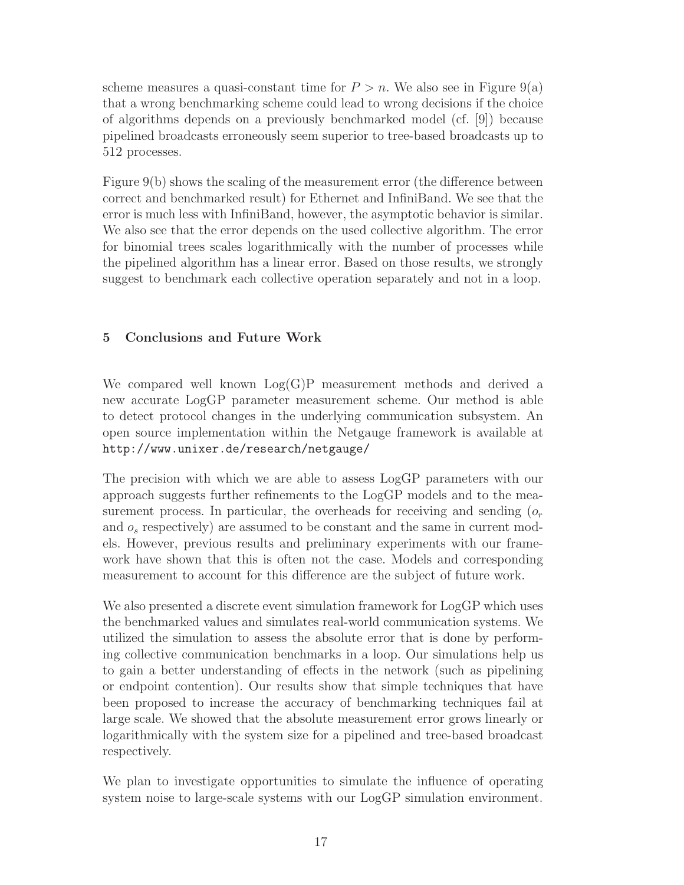scheme measures a quasi-constant time for $P > n$. We also see in Figure 9(a) that a wrong benchmarking scheme could lead to wrong decisions if the choice of algorithms depends on a previously benchmarked model (cf. [9]) because pipelined broadcasts erroneously seem superior to tree-based broadcasts up to 512 processes.

Figure 9(b) shows the scaling of the measurement error (the difference between correct and benchmarked result) for Ethernet and InfiniBand. We see that the error is much less with InfiniBand, however, the asymptotic behavior is similar. We also see that the error depends on the used collective algorithm. The error for binomial trees scales logarithmically with the number of processes while the pipelined algorithm has a linear error. Based on those results, we strongly suggest to benchmark each collective operation separately and not in a loop.

## 5 Conclusions and Future Work

We compared well known Log(G)P measurement methods and derived a new accurate LogGP parameter measurement scheme. Our method is able to detect protocol changes in the underlying communication subsystem. An open source implementation within the Netgauge framework is available at `http://www.unixer.de/research/netgauge/`

The precision with which we are able to assess LogGP parameters with our approach suggests further refinements to the LogGP models and to the measurement process. In particular, the overheads for receiving and sending ($o_r$ and $o_s$ respectively) are assumed to be constant and the same in current models. However, previous results and preliminary experiments with our framework have shown that this is often not the case. Models and corresponding measurement to account for this difference are the subject of future work.

We also presented a discrete event simulation framework for LogGP which uses the benchmarked values and simulates real-world communication systems. We utilized the simulation to assess the absolute error that is done by performing collective communication benchmarks in a loop. Our simulations help us to gain a better understanding of effects in the network (such as pipelining or endpoint contention). Our results show that simple techniques that have been proposed to increase the accuracy of benchmarking techniques fail at large scale. We showed that the absolute measurement error grows linearly or logarithmically with the system size for a pipelined and tree-based broadcast respectively.

We plan to investigate opportunities to simulate the influence of operating system noise to large-scale systems with our LogGP simulation environment.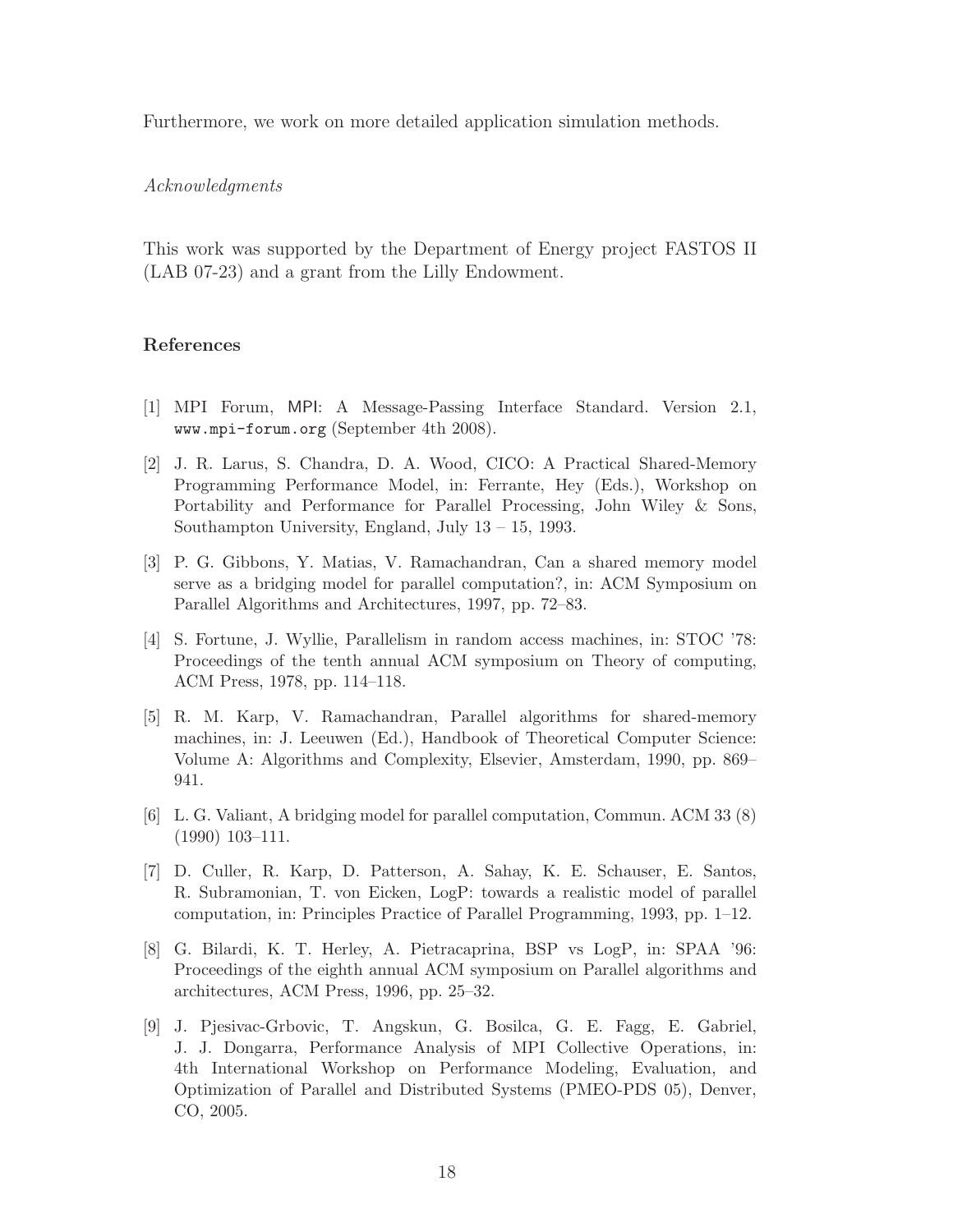Furthermore, we work on more detailed application simulation methods.

*Acknowledgments*

This work was supported by the Department of Energy project FASTOS II (LAB 07-23) and a grant from the Lilly Endowment.

## References

[1] MPI Forum, MPI: A Message-Passing Interface Standard. Version 2.1, `www.mpi-forum.org` (September 4th 2008).

[2] J. R. Larus, S. Chandra, D. A. Wood, CICO: A Practical Shared-Memory Programming Performance Model, in: Ferrante, Hey (Eds.), Workshop on Portability and Performance for Parallel Processing, John Wiley & Sons, Southampton University, England, July 13 – 15, 1993.

[3] P. G. Gibbons, Y. Matias, V. Ramachandran, Can a shared memory model serve as a bridging model for parallel computation?, in: ACM Symposium on Parallel Algorithms and Architectures, 1997, pp. 72–83.

[4] S. Fortune, J. Wyllie, Parallelism in random access machines, in: STOC '78: Proceedings of the tenth annual ACM symposium on Theory of computing, ACM Press, 1978, pp. 114–118.

[5] R. M. Karp, V. Ramachandran, Parallel algorithms for shared-memory machines, in: J. Leeuwen (Ed.), Handbook of Theoretical Computer Science: Volume A: Algorithms and Complexity, Elsevier, Amsterdam, 1990, pp. 869–941.

[6] L. G. Valiant, A bridging model for parallel computation, Commun. ACM 33 (8) (1990) 103–111.

[7] D. Culler, R. Karp, D. Patterson, A. Sahay, K. E. Schauser, E. Santos, R. Subramonian, T. von Eicken, LogP: towards a realistic model of parallel computation, in: Principles Practice of Parallel Programming, 1993, pp. 1–12.

[8] G. Bilardi, K. T. Herley, A. Pietracaprina, BSP vs LogP, in: SPAA '96: Proceedings of the eighth annual ACM symposium on Parallel algorithms and architectures, ACM Press, 1996, pp. 25–32.

[9] J. Pjesivac-Grbovic, T. Angskun, G. Bosilca, G. E. Fagg, E. Gabriel, J. J. Dongarra, Performance Analysis of MPI Collective Operations, in: 4th International Workshop on Performance Modeling, Evaluation, and Optimization of Parallel and Distributed Systems (PMEO-PDS 05), Denver, CO, 2005.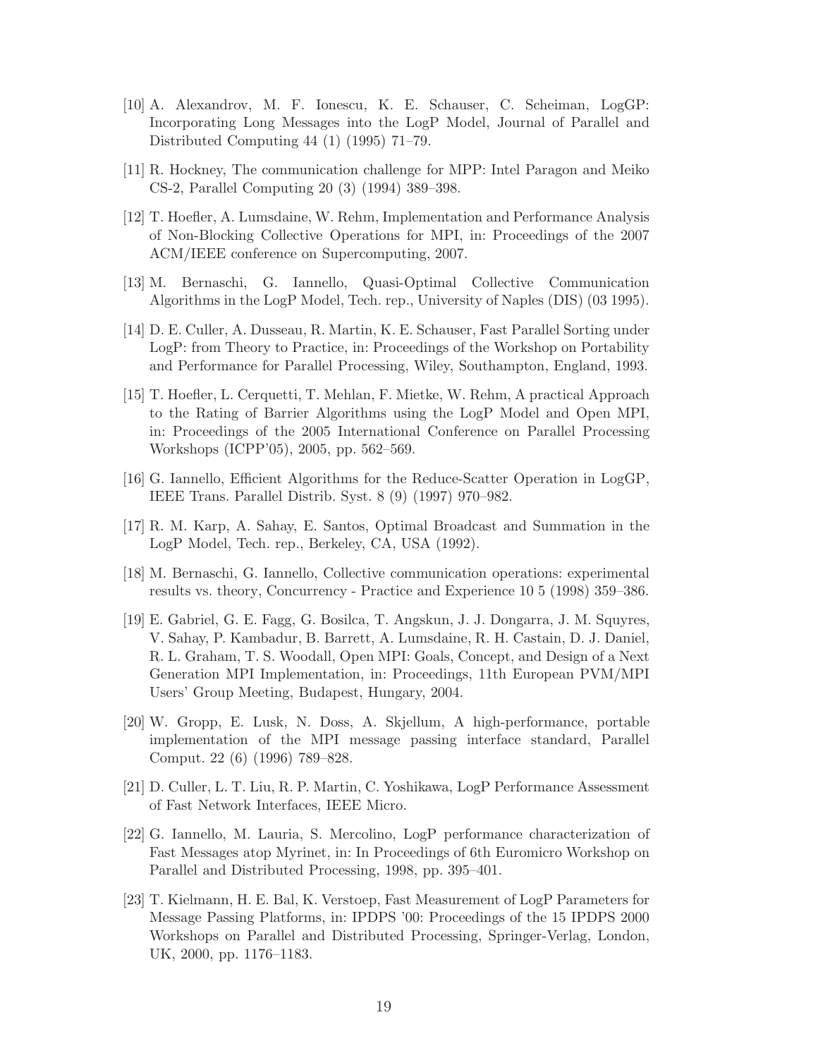[10] A. Alexandrov, M. F. Ionescu, K. E. Schauser, C. Scheiman, LogGP: Incorporating Long Messages into the LogP Model, Journal of Parallel and Distributed Computing 44 (1) (1995) 71–79.

[11] R. Hockney, The communication challenge for MPP: Intel Paragon and Meiko CS-2, Parallel Computing 20 (3) (1994) 389–398.

[12] T. Hoefler, A. Lumsdaine, W. Rehm, Implementation and Performance Analysis of Non-Blocking Collective Operations for MPI, in: Proceedings of the 2007 ACM/IEEE conference on Supercomputing, 2007.

[13] M. Bernaschi, G. Iannello, Quasi-Optimal Collective Communication Algorithms in the LogP Model, Tech. rep., University of Naples (DIS) (03 1995).

[14] D. E. Culler, A. Dusseau, R. Martin, K. E. Schauser, Fast Parallel Sorting under LogP: from Theory to Practice, in: Proceedings of the Workshop on Portability and Performance for Parallel Processing, Wiley, Southampton, England, 1993.

[15] T. Hoefler, L. Cerquetti, T. Mehlan, F. Mietke, W. Rehm, A practical Approach to the Rating of Barrier Algorithms using the LogP Model and Open MPI, in: Proceedings of the 2005 International Conference on Parallel Processing Workshops (ICPP'05), 2005, pp. 562–569.

[16] G. Iannello, Efficient Algorithms for the Reduce-Scatter Operation in LogGP, IEEE Trans. Parallel Distrib. Syst. 8 (9) (1997) 970–982.

[17] R. M. Karp, A. Sahay, E. Santos, Optimal Broadcast and Summation in the LogP Model, Tech. rep., Berkeley, CA, USA (1992).

[18] M. Bernaschi, G. Iannello, Collective communication operations: experimental results vs. theory, Concurrency - Practice and Experience 10 5 (1998) 359–386.

[19] E. Gabriel, G. E. Fagg, G. Bosilca, T. Angskun, J. J. Dongarra, J. M. Squyres, V. Sahay, P. Kambadur, B. Barrett, A. Lumsdaine, R. H. Castain, D. J. Daniel, R. L. Graham, T. S. Woodall, Open MPI: Goals, Concept, and Design of a Next Generation MPI Implementation, in: Proceedings, 11th European PVM/MPI Users' Group Meeting, Budapest, Hungary, 2004.

[20] W. Gropp, E. Lusk, N. Doss, A. Skjellum, A high-performance, portable implementation of the MPI message passing interface standard, Parallel Comput. 22 (6) (1996) 789–828.

[21] D. Culler, L. T. Liu, R. P. Martin, C. Yoshikawa, LogP Performance Assessment of Fast Network Interfaces, IEEE Micro.

[22] G. Iannello, M. Lauria, S. Mercolino, LogP performance characterization of Fast Messages atop Myrinet, in: In Proceedings of 6th Euromicro Workshop on Parallel and Distributed Processing, 1998, pp. 395–401.

[23] T. Kielmann, H. E. Bal, K. Verstoep, Fast Measurement of LogP Parameters for Message Passing Platforms, in: IPDPS '00: Proceedings of the 15 IPDPS 2000 Workshops on Parallel and Distributed Processing, Springer-Verlag, London, UK, 2000, pp. 1176–1183.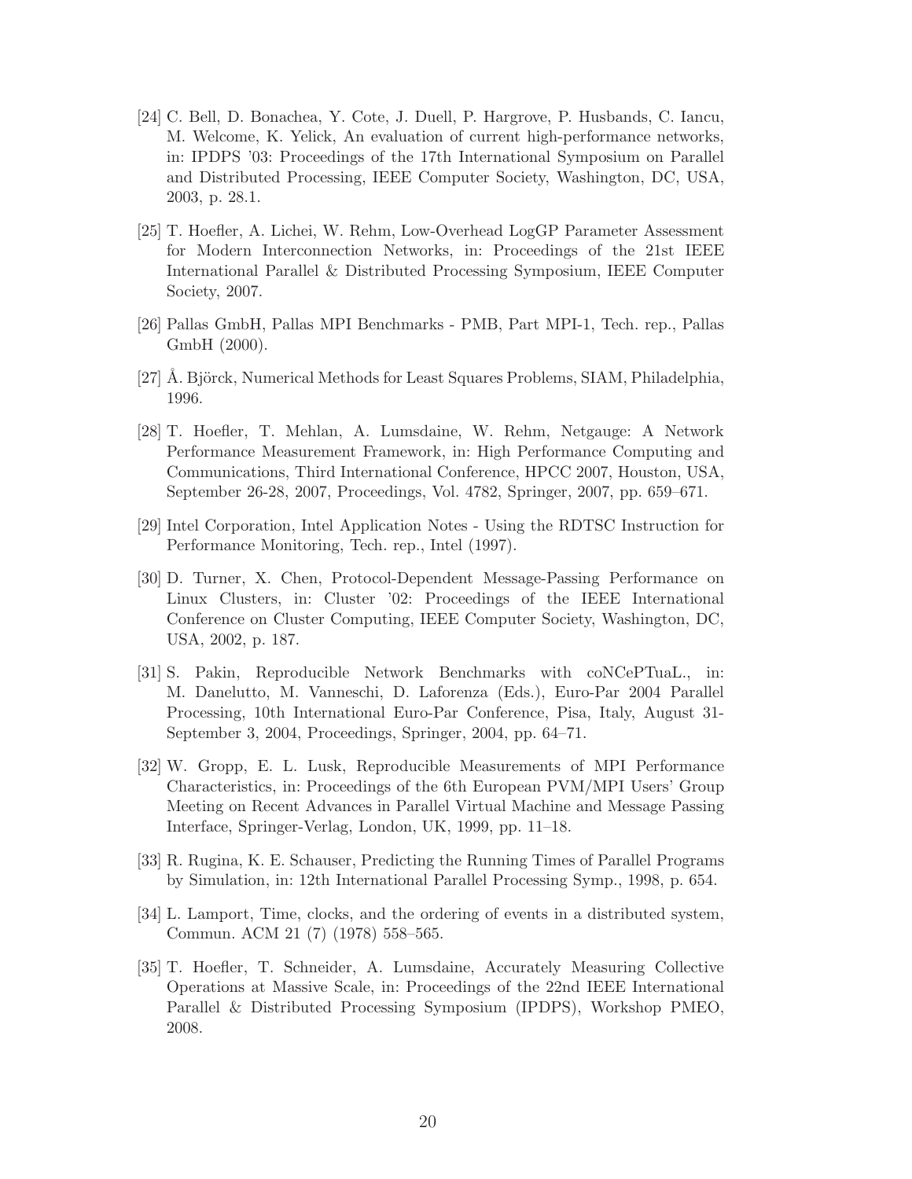[24] C. Bell, D. Bonachea, Y. Cote, J. Duell, P. Hargrove, P. Husbands, C. Iancu, M. Welcome, K. Yelick, An evaluation of current high-performance networks, in: IPDPS '03: Proceedings of the 17th International Symposium on Parallel and Distributed Processing, IEEE Computer Society, Washington, DC, USA, 2003, p. 28.1.

[25] T. Hoefler, A. Lichei, W. Rehm, Low-Overhead LogGP Parameter Assessment for Modern Interconnection Networks, in: Proceedings of the 21st IEEE International Parallel & Distributed Processing Symposium, IEEE Computer Society, 2007.

[26] Pallas GmbH, Pallas MPI Benchmarks - PMB, Part MPI-1, Tech. rep., Pallas GmbH (2000).

[27] Å. Björck, Numerical Methods for Least Squares Problems, SIAM, Philadelphia, 1996.

[28] T. Hoefler, T. Mehlan, A. Lumsdaine, W. Rehm, Netgauge: A Network Performance Measurement Framework, in: High Performance Computing and Communications, Third International Conference, HPCC 2007, Houston, USA, September 26-28, 2007, Proceedings, Vol. 4782, Springer, 2007, pp. 659–671.

[29] Intel Corporation, Intel Application Notes - Using the RDTSC Instruction for Performance Monitoring, Tech. rep., Intel (1997).

[30] D. Turner, X. Chen, Protocol-Dependent Message-Passing Performance on Linux Clusters, in: Cluster '02: Proceedings of the IEEE International Conference on Cluster Computing, IEEE Computer Society, Washington, DC, USA, 2002, p. 187.

[31] S. Pakin, Reproducible Network Benchmarks with coNCePTuaL., in: M. Danelutto, M. Vanneschi, D. Laforenza (Eds.), Euro-Par 2004 Parallel Processing, 10th International Euro-Par Conference, Pisa, Italy, August 31-September 3, 2004, Proceedings, Springer, 2004, pp. 64–71.

[32] W. Gropp, E. L. Lusk, Reproducible Measurements of MPI Performance Characteristics, in: Proceedings of the 6th European PVM/MPI Users' Group Meeting on Recent Advances in Parallel Virtual Machine and Message Passing Interface, Springer-Verlag, London, UK, 1999, pp. 11–18.

[33] R. Rugina, K. E. Schauser, Predicting the Running Times of Parallel Programs by Simulation, in: 12th International Parallel Processing Symp., 1998, p. 654.

[34] L. Lamport, Time, clocks, and the ordering of events in a distributed system, Commun. ACM 21 (7) (1978) 558–565.

[35] T. Hoefler, T. Schneider, A. Lumsdaine, Accurately Measuring Collective Operations at Massive Scale, in: Proceedings of the 22nd IEEE International Parallel & Distributed Processing Symposium (IPDPS), Workshop PMEO, 2008.